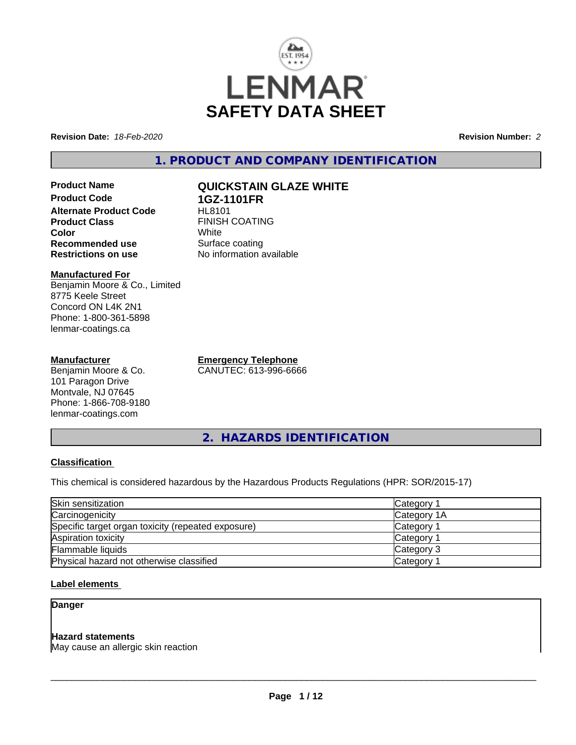LENMAR

# SAFETY DATA SHEET

**Revision Date:** *18-Feb-2020* **Revision Number:** *2*

## 1. PRODUCT AND COMPANY IDENTIFICATION

| | |
|---|---|
| **Product Name** | **QUICKSTAIN GLAZE WHITE** |
| **Product Code** | **1GZ-1101FR** |
| **Alternate Product Code** | HL8101 |
| **Product Class** | FINISH COATING |
| **Color** | White |
| **Recommended use** | Surface coating |
| **Restrictions on use** | No information available |

**Manufactured For**
Benjamin Moore & Co., Limited
8775 Keele Street
Concord ON L4K 2N1
Phone: 1-800-361-5898
lenmar-coatings.ca

**Manufacturer**
Benjamin Moore & Co.
101 Paragon Drive
Montvale, NJ 07645
Phone: 1-866-708-9180
lenmar-coatings.com

**Emergency Telephone**
CANUTEC: 613-996-6666

## 2. HAZARDS IDENTIFICATION

**Classification**

This chemical is considered hazardous by the Hazardous Products Regulations (HPR: SOR/2015-17)

| | |
|---|---|
| Skin sensitization | Category 1 |
| Carcinogenicity | Category 1A |
| Specific target organ toxicity (repeated exposure) | Category 1 |
| Aspiration toxicity | Category 1 |
| Flammable liquids | Category 3 |
| Physical hazard not otherwise classified | Category 1 |

**Label elements**

**Danger**

**Hazard statements**
May cause an allergic skin reaction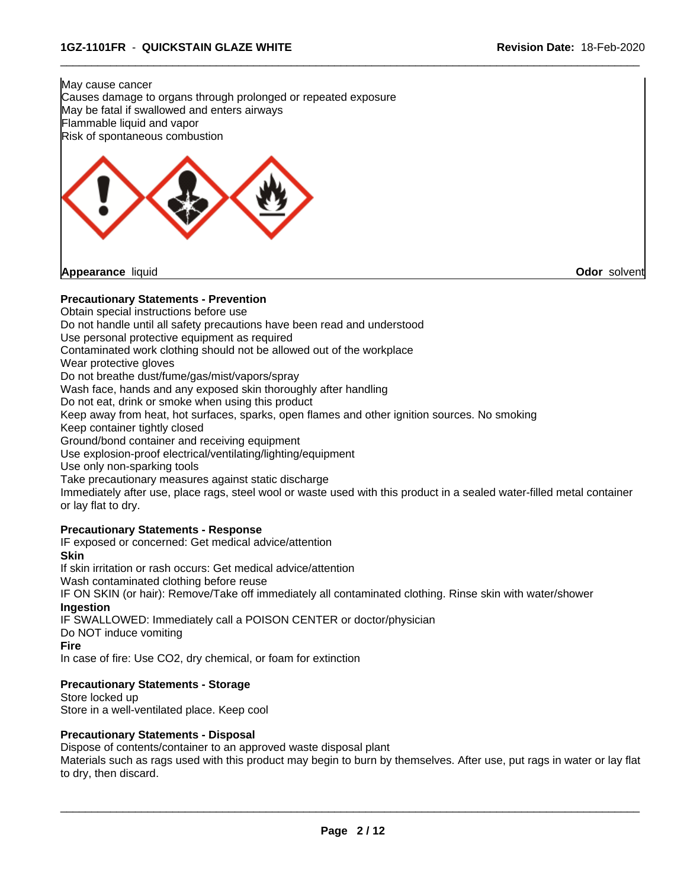May cause cancer
Causes damage to organs through prolonged or repeated exposure
May be fatal if swallowed and enters airways
Flammable liquid and vapor
Risk of spontaneous combustion

**Appearance** liquid **Odor** solvent

**Precautionary Statements - Prevention**

Obtain special instructions before use
Do not handle until all safety precautions have been read and understood
Use personal protective equipment as required
Contaminated work clothing should not be allowed out of the workplace
Wear protective gloves
Do not breathe dust/fume/gas/mist/vapors/spray
Wash face, hands and any exposed skin thoroughly after handling
Do not eat, drink or smoke when using this product
Keep away from heat, hot surfaces, sparks, open flames and other ignition sources. No smoking
Keep container tightly closed
Ground/bond container and receiving equipment
Use explosion-proof electrical/ventilating/lighting/equipment
Use only non-sparking tools
Take precautionary measures against static discharge
Immediately after use, place rags, steel wool or waste used with this product in a sealed water-filled metal container or lay flat to dry.

**Precautionary Statements - Response**

IF exposed or concerned: Get medical advice/attention

**Skin**

If skin irritation or rash occurs: Get medical advice/attention
Wash contaminated clothing before reuse
IF ON SKIN (or hair): Remove/Take off immediately all contaminated clothing. Rinse skin with water/shower

**Ingestion**

IF SWALLOWED: Immediately call a POISON CENTER or doctor/physician
Do NOT induce vomiting

**Fire**

In case of fire: Use CO2, dry chemical, or foam for extinction

**Precautionary Statements - Storage**

Store locked up
Store in a well-ventilated place. Keep cool

**Precautionary Statements - Disposal**

Dispose of contents/container to an approved waste disposal plant
Materials such as rags used with this product may begin to burn by themselves. After use, put rags in water or lay flat to dry, then discard.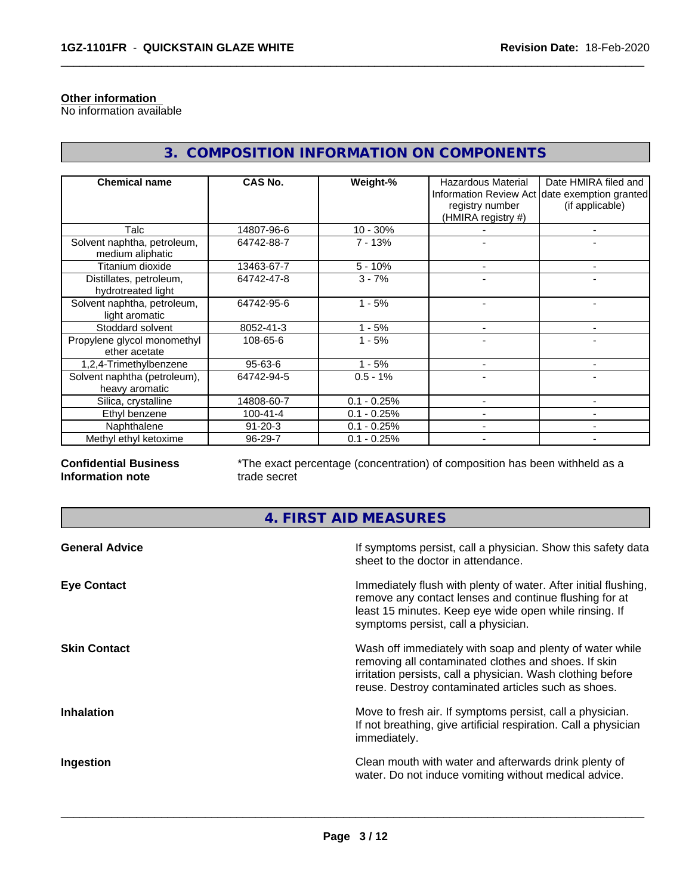**Other information**
No information available

## 3. COMPOSITION INFORMATION ON COMPONENTS

| Chemical name | CAS No. | Weight-% | Hazardous Material Information Review Act registry number (HMIRA registry #) | Date HMIRA filed and date exemption granted (if applicable) |
|---|---|---|---|---|
| Talc | 14807-96-6 | 10 - 30% | - | - |
| Solvent naphtha, petroleum, medium aliphatic | 64742-88-7 | 7 - 13% | - | - |
| Titanium dioxide | 13463-67-7 | 5 - 10% | - | - |
| Distillates, petroleum, hydrotreated light | 64742-47-8 | 3 - 7% | - | - |
| Solvent naphtha, petroleum, light aromatic | 64742-95-6 | 1 - 5% | - | - |
| Stoddard solvent | 8052-41-3 | 1 - 5% | - | - |
| Propylene glycol monomethyl ether acetate | 108-65-6 | 1 - 5% | - | - |
| 1,2,4-Trimethylbenzene | 95-63-6 | 1 - 5% | - | - |
| Solvent naphtha (petroleum), heavy aromatic | 64742-94-5 | 0.5 - 1% | - | - |
| Silica, crystalline | 14808-60-7 | 0.1 - 0.25% | - | - |
| Ethyl benzene | 100-41-4 | 0.1 - 0.25% | - | - |
| Naphthalene | 91-20-3 | 0.1 - 0.25% | - | - |
| Methyl ethyl ketoxime | 96-29-7 | 0.1 - 0.25% | - | - |

**Confidential Business Information note**
*The exact percentage (concentration) of composition has been withheld as a trade secret

## 4. FIRST AID MEASURES

**General Advice**
If symptoms persist, call a physician. Show this safety data sheet to the doctor in attendance.

**Eye Contact**
Immediately flush with plenty of water. After initial flushing, remove any contact lenses and continue flushing for at least 15 minutes. Keep eye wide open while rinsing. If symptoms persist, call a physician.

**Skin Contact**
Wash off immediately with soap and plenty of water while removing all contaminated clothes and shoes. If skin irritation persists, call a physician. Wash clothing before reuse. Destroy contaminated articles such as shoes.

**Inhalation**
Move to fresh air. If symptoms persist, call a physician. If not breathing, give artificial respiration. Call a physician immediately.

**Ingestion**
Clean mouth with water and afterwards drink plenty of water. Do not induce vomiting without medical advice.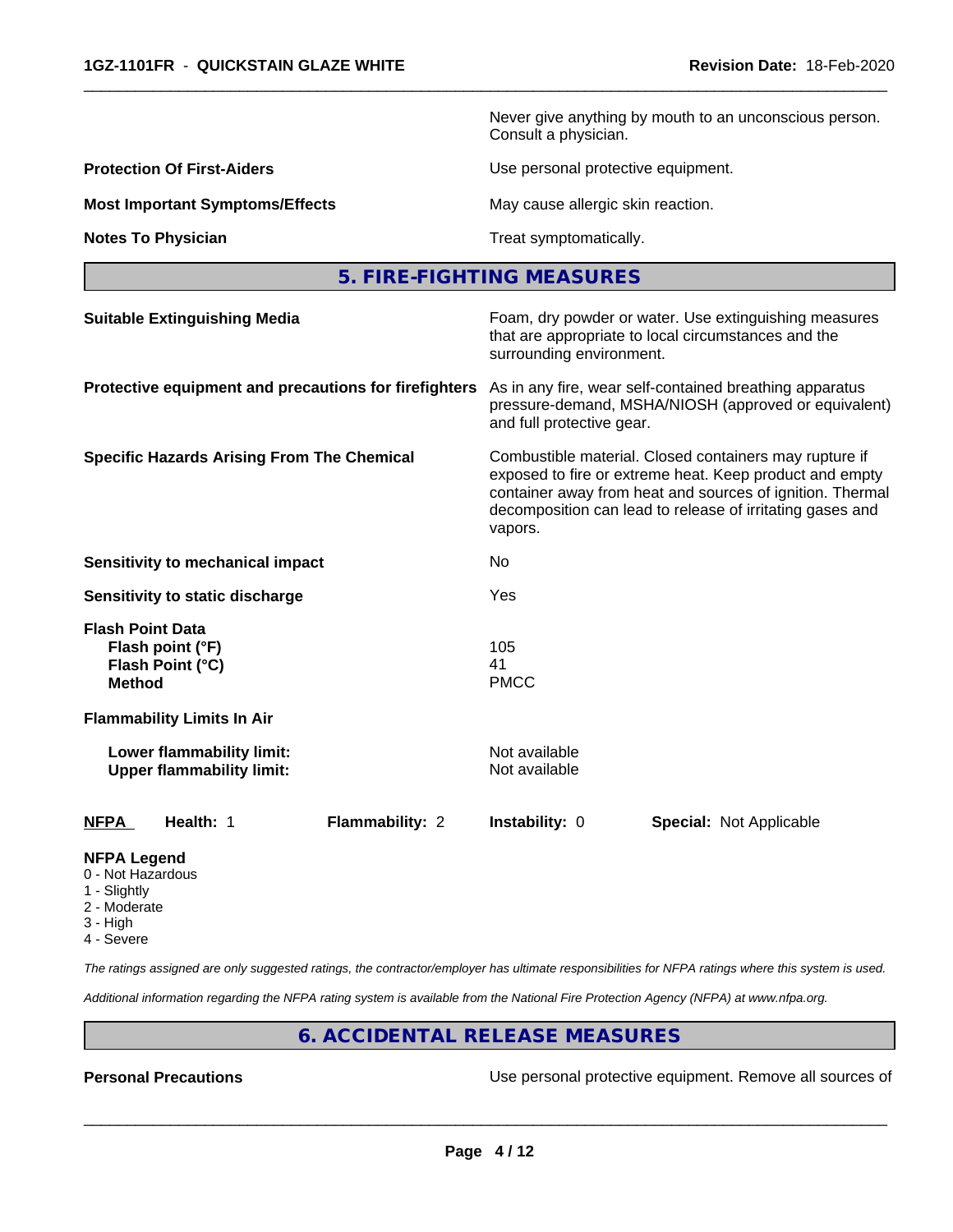Never give anything by mouth to an unconscious person. Consult a physician.

| | |
|---|---|
| **Protection Of First-Aiders** | Use personal protective equipment. |
| **Most Important Symptoms/Effects** | May cause allergic skin reaction. |
| **Notes To Physician** | Treat symptomatically. |

## 5. FIRE-FIGHTING MEASURES

| | |
|---|---|
| **Suitable Extinguishing Media** | Foam, dry powder or water. Use extinguishing measures that are appropriate to local circumstances and the surrounding environment. |
| **Protective equipment and precautions for firefighters** | As in any fire, wear self-contained breathing apparatus pressure-demand, MSHA/NIOSH (approved or equivalent) and full protective gear. |
| **Specific Hazards Arising From The Chemical** | Combustible material. Closed containers may rupture if exposed to fire or extreme heat. Keep product and empty container away from heat and sources of ignition. Thermal decomposition can lead to release of irritating gases and vapors. |
| **Sensitivity to mechanical impact** | No |
| **Sensitivity to static discharge** | Yes |

**Flash Point Data**

| | |
|---|---|
| **Flash point (°F)** | 105 |
| **Flash Point (°C)** | 41 |
| **Method** | PMCC |

**Flammability Limits In Air**

| | |
|---|---|
| **Lower flammability limit:** | Not available |
| **Upper flammability limit:** | Not available |

| | | | | |
|---|---|---|---|---|
| **NFPA** | **Health:** 1 | **Flammability:** 2 | **Instability:** 0 | **Special:** Not Applicable |

**NFPA Legend**
- 0 - Not Hazardous
- 1 - Slightly
- 2 - Moderate
- 3 - High
- 4 - Severe

*The ratings assigned are only suggested ratings, the contractor/employer has ultimate responsibilities for NFPA ratings where this system is used.*

*Additional information regarding the NFPA rating system is available from the National Fire Protection Agency (NFPA) at www.nfpa.org.*

## 6. ACCIDENTAL RELEASE MEASURES

| | |
|---|---|
| **Personal Precautions** | Use personal protective equipment. Remove all sources of |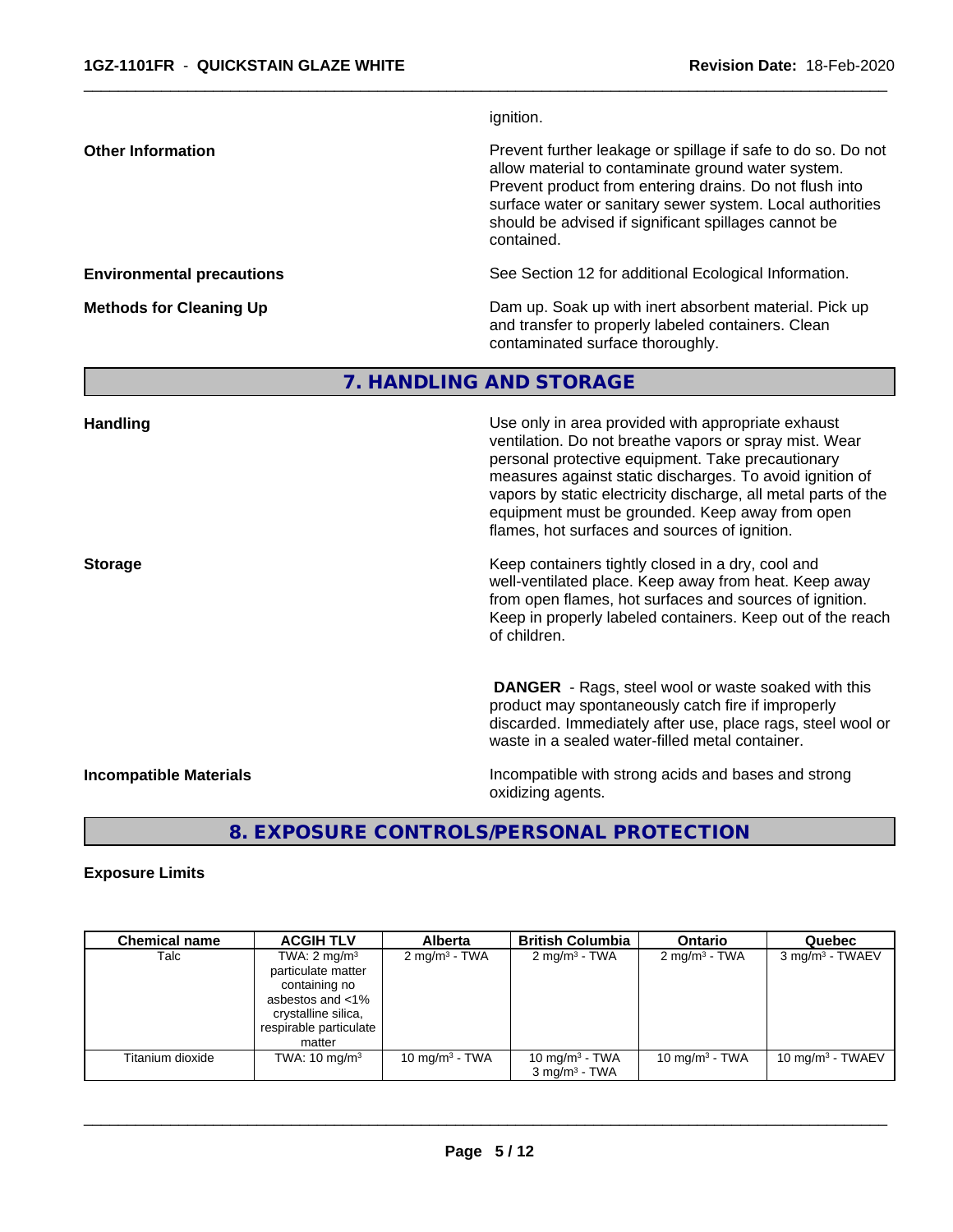ignition.

**Other Information**

Prevent further leakage or spillage if safe to do so. Do not allow material to contaminate ground water system. Prevent product from entering drains. Do not flush into surface water or sanitary sewer system. Local authorities should be advised if significant spillages cannot be contained.

**Environmental precautions**

See Section 12 for additional Ecological Information.

**Methods for Cleaning Up**

Dam up. Soak up with inert absorbent material. Pick up and transfer to properly labeled containers. Clean contaminated surface thoroughly.

## 7. HANDLING AND STORAGE

**Handling**

Use only in area provided with appropriate exhaust ventilation. Do not breathe vapors or spray mist. Wear personal protective equipment. Take precautionary measures against static discharges. To avoid ignition of vapors by static electricity discharge, all metal parts of the equipment must be grounded. Keep away from open flames, hot surfaces and sources of ignition.

**Storage**

Keep containers tightly closed in a dry, cool and well-ventilated place. Keep away from heat. Keep away from open flames, hot surfaces and sources of ignition. Keep in properly labeled containers. Keep out of the reach of children.

**DANGER** - Rags, steel wool or waste soaked with this product may spontaneously catch fire if improperly discarded. Immediately after use, place rags, steel wool or waste in a sealed water-filled metal container.

**Incompatible Materials**

Incompatible with strong acids and bases and strong oxidizing agents.

## 8. EXPOSURE CONTROLS/PERSONAL PROTECTION

**Exposure Limits**

| Chemical name | ACGIH TLV | Alberta | British Columbia | Ontario | Quebec |
|---|---|---|---|---|---|
| Talc | TWA: 2 mg/m³ particulate matter containing no asbestos and <1% crystalline silica, respirable particulate matter | 2 mg/m³ - TWA | 2 mg/m³ - TWA | 2 mg/m³ - TWA | 3 mg/m³ - TWAEV |
| Titanium dioxide | TWA: 10 mg/m³ | 10 mg/m³ - TWA | 10 mg/m³ - TWA<br>3 mg/m³ - TWA | 10 mg/m³ - TWA | 10 mg/m³ - TWAEV |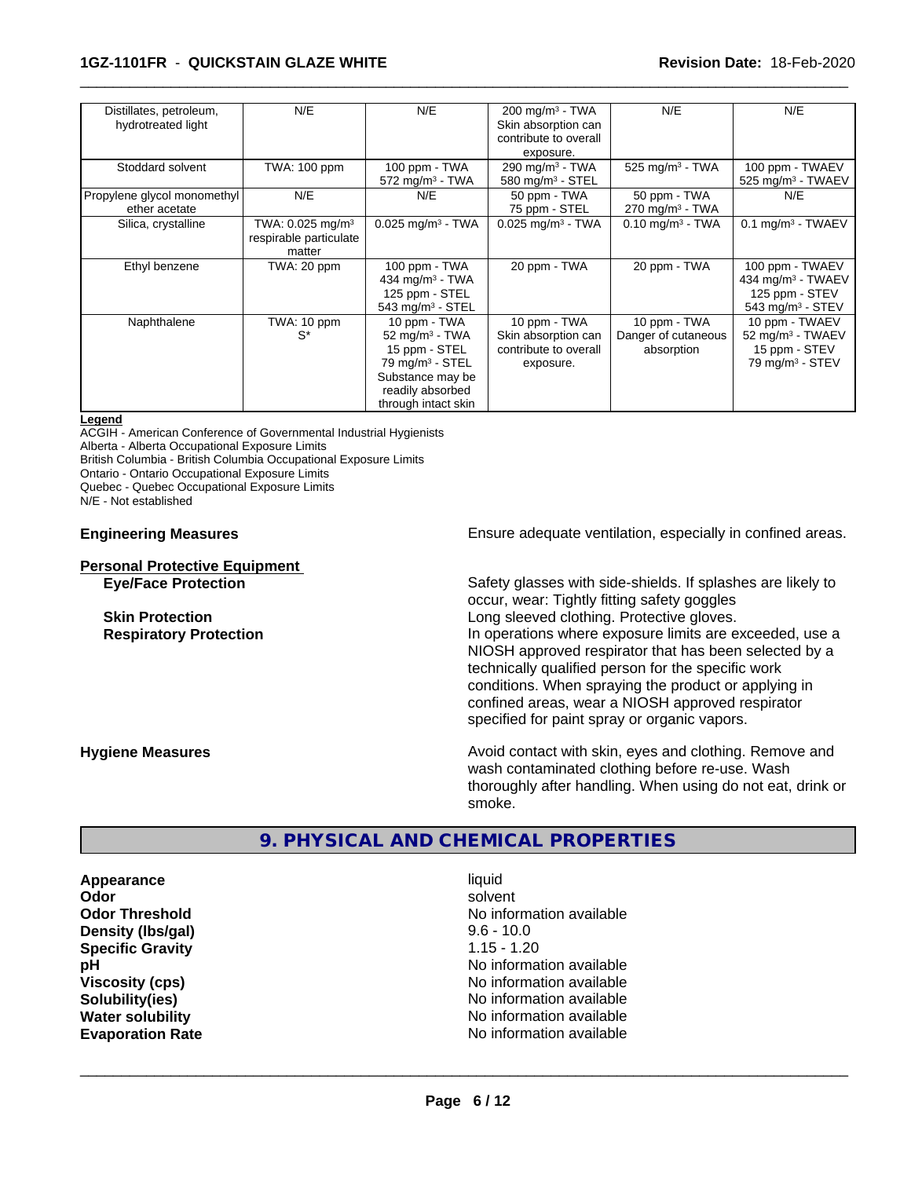| | | | | | |
|---|---|---|---|---|---|
| Distillates, petroleum, hydrotreated light | N/E | N/E | 200 mg/m³ - TWA Skin absorption can contribute to overall exposure. | N/E | N/E |
| Stoddard solvent | TWA: 100 ppm | 100 ppm - TWA 572 mg/m³ - TWA | 290 mg/m³ - TWA 580 mg/m³ - STEL | 525 mg/m³ - TWA | 100 ppm - TWAEV 525 mg/m³ - TWAEV |
| Propylene glycol monomethyl ether acetate | N/E | N/E | 50 ppm - TWA 75 ppm - STEL | 50 ppm - TWA 270 mg/m³ - TWA | N/E |
| Silica, crystalline | TWA: 0.025 mg/m³ respirable particulate matter | 0.025 mg/m³ - TWA | 0.025 mg/m³ - TWA | 0.10 mg/m³ - TWA | 0.1 mg/m³ - TWAEV |
| Ethyl benzene | TWA: 20 ppm | 100 ppm - TWA 434 mg/m³ - TWA 125 ppm - STEL 543 mg/m³ - STEL | 20 ppm - TWA | 20 ppm - TWA | 100 ppm - TWAEV 434 mg/m³ - TWAEV 125 ppm - STEV 543 mg/m³ - STEV |
| Naphthalene | TWA: 10 ppm S* | 10 ppm - TWA 52 mg/m³ - TWA 15 ppm - STEL 79 mg/m³ - STEL Substance may be readily absorbed through intact skin | 10 ppm - TWA Skin absorption can contribute to overall exposure. | 10 ppm - TWA Danger of cutaneous absorption | 10 ppm - TWAEV 52 mg/m³ - TWAEV 15 ppm - STEV 79 mg/m³ - STEV |

**Legend**

ACGIH - American Conference of Governmental Industrial Hygienists
Alberta - Alberta Occupational Exposure Limits
British Columbia - British Columbia Occupational Exposure Limits
Ontario - Ontario Occupational Exposure Limits
Quebec - Quebec Occupational Exposure Limits
N/E - Not established

**Engineering Measures** Ensure adequate ventilation, especially in confined areas.

**Personal Protective Equipment**

**Eye/Face Protection** Safety glasses with side-shields. If splashes are likely to occur, wear: Tightly fitting safety goggles

**Skin Protection** Long sleeved clothing. Protective gloves.

**Respiratory Protection** In operations where exposure limits are exceeded, use a NIOSH approved respirator that has been selected by a technically qualified person for the specific work conditions. When spraying the product or applying in confined areas, wear a NIOSH approved respirator specified for paint spray or organic vapors.

**Hygiene Measures** Avoid contact with skin, eyes and clothing. Remove and wash contaminated clothing before re-use. Wash thoroughly after handling. When using do not eat, drink or smoke.

## 9. PHYSICAL AND CHEMICAL PROPERTIES

| | |
|---|---|
| **Appearance** | liquid |
| **Odor** | solvent |
| **Odor Threshold** | No information available |
| **Density (lbs/gal)** | 9.6 - 10.0 |
| **Specific Gravity** | 1.15 - 1.20 |
| **pH** | No information available |
| **Viscosity (cps)** | No information available |
| **Solubility(ies)** | No information available |
| **Water solubility** | No information available |
| **Evaporation Rate** | No information available |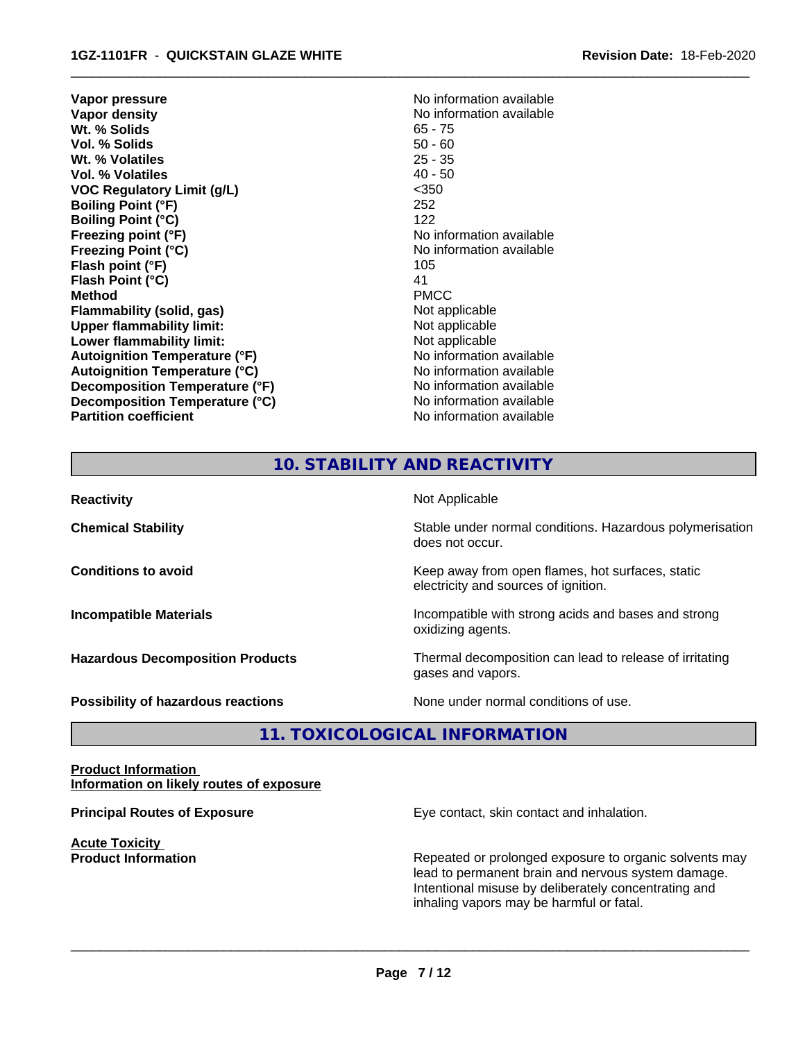| | |
|---|---|
| **Vapor pressure** | No information available |
| **Vapor density** | No information available |
| **Wt. % Solids** | 65 - 75 |
| **Vol. % Solids** | 50 - 60 |
| **Wt. % Volatiles** | 25 - 35 |
| **Vol. % Volatiles** | 40 - 50 |
| **VOC Regulatory Limit (g/L)** | <350 |
| **Boiling Point (°F)** | 252 |
| **Boiling Point (°C)** | 122 |
| **Freezing point (°F)** | No information available |
| **Freezing Point (°C)** | No information available |
| **Flash point (°F)** | 105 |
| **Flash Point (°C)** | 41 |
| **Method** | PMCC |
| **Flammability (solid, gas)** | Not applicable |
| **Upper flammability limit:** | Not applicable |
| **Lower flammability limit:** | Not applicable |
| **Autoignition Temperature (°F)** | No information available |
| **Autoignition Temperature (°C)** | No information available |
| **Decomposition Temperature (°F)** | No information available |
| **Decomposition Temperature (°C)** | No information available |
| **Partition coefficient** | No information available |

## 10. STABILITY AND REACTIVITY

| | |
|---|---|
| **Reactivity** | Not Applicable |
| **Chemical Stability** | Stable under normal conditions. Hazardous polymerisation does not occur. |
| **Conditions to avoid** | Keep away from open flames, hot surfaces, static electricity and sources of ignition. |
| **Incompatible Materials** | Incompatible with strong acids and bases and strong oxidizing agents. |
| **Hazardous Decomposition Products** | Thermal decomposition can lead to release of irritating gases and vapors. |
| **Possibility of hazardous reactions** | None under normal conditions of use. |

## 11. TOXICOLOGICAL INFORMATION

**Product Information**
**Information on likely routes of exposure**

**Principal Routes of Exposure** — Eye contact, skin contact and inhalation.

**Acute Toxicity**
**Product Information** — Repeated or prolonged exposure to organic solvents may lead to permanent brain and nervous system damage. Intentional misuse by deliberately concentrating and inhaling vapors may be harmful or fatal.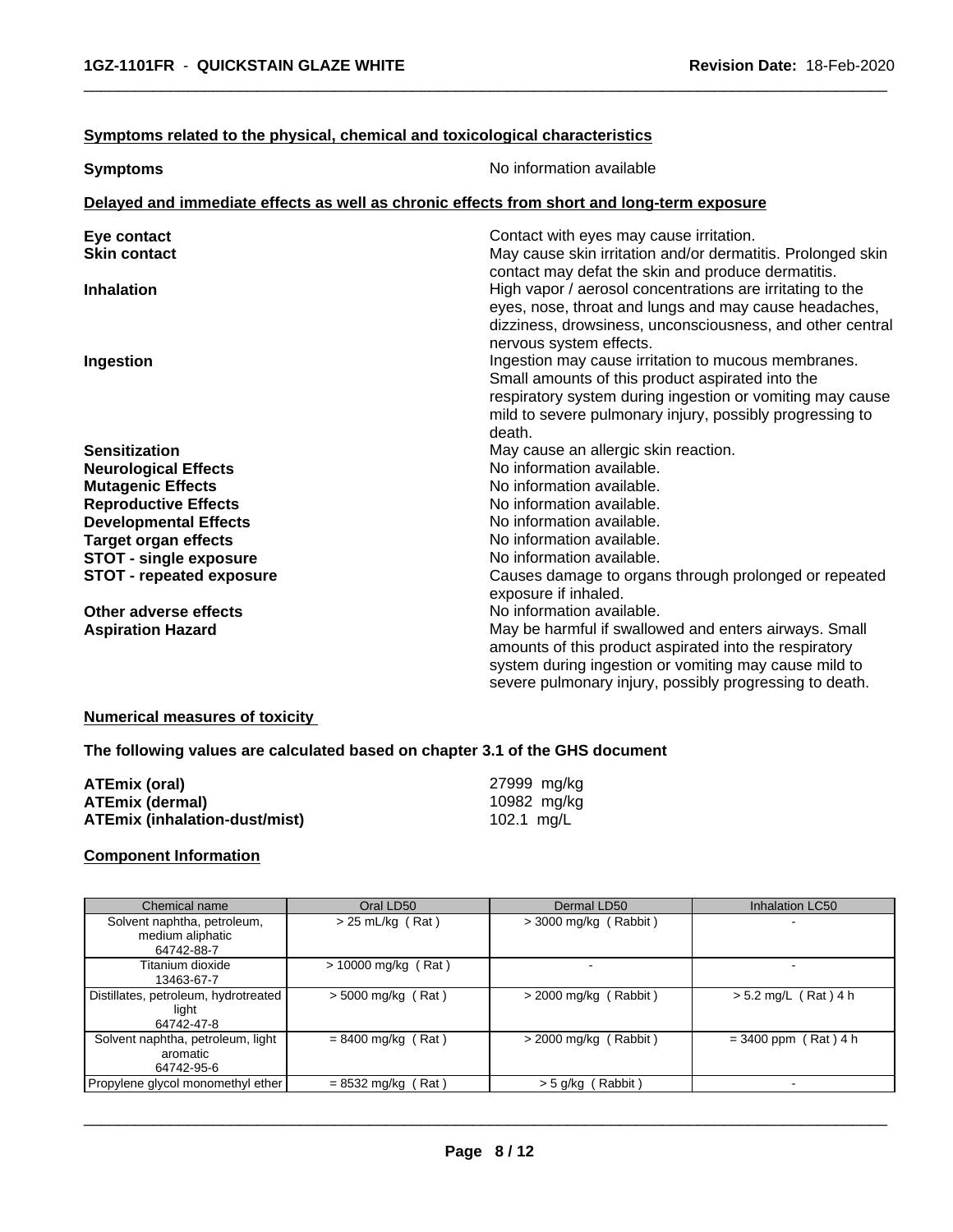### Symptoms related to the physical, chemical and toxicological characteristics

| | |
|---|---|
| **Symptoms** | No information available |

### Delayed and immediate effects as well as chronic effects from short and long-term exposure

| | |
|---|---|
| **Eye contact** | Contact with eyes may cause irritation. |
| **Skin contact** | May cause skin irritation and/or dermatitis. Prolonged skin contact may defat the skin and produce dermatitis. |
| **Inhalation** | High vapor / aerosol concentrations are irritating to the eyes, nose, throat and lungs and may cause headaches, dizziness, drowsiness, unconsciousness, and other central nervous system effects. |
| **Ingestion** | Ingestion may cause irritation to mucous membranes. Small amounts of this product aspirated into the respiratory system during ingestion or vomiting may cause mild to severe pulmonary injury, possibly progressing to death. |
| **Sensitization** | May cause an allergic skin reaction. |
| **Neurological Effects** | No information available. |
| **Mutagenic Effects** | No information available. |
| **Reproductive Effects** | No information available. |
| **Developmental Effects** | No information available. |
| **Target organ effects** | No information available. |
| **STOT - single exposure** | No information available. |
| **STOT - repeated exposure** | Causes damage to organs through prolonged or repeated exposure if inhaled. |
| **Other adverse effects** | No information available. |
| **Aspiration Hazard** | May be harmful if swallowed and enters airways. Small amounts of this product aspirated into the respiratory system during ingestion or vomiting may cause mild to severe pulmonary injury, possibly progressing to death. |

### Numerical measures of toxicity

**The following values are calculated based on chapter 3.1 of the GHS document**

| | |
|---|---|
| **ATEmix (oral)** | 27999 mg/kg |
| **ATEmix (dermal)** | 10982 mg/kg |
| **ATEmix (inhalation-dust/mist)** | 102.1 mg/L |

### Component Information

| Chemical name | Oral LD50 | Dermal LD50 | Inhalation LC50 |
|---|---|---|---|
| Solvent naphtha, petroleum, medium aliphatic 64742-88-7 | > 25 mL/kg ( Rat ) | > 3000 mg/kg ( Rabbit ) | - |
| Titanium dioxide 13463-67-7 | > 10000 mg/kg ( Rat ) | - | - |
| Distillates, petroleum, hydrotreated light 64742-47-8 | > 5000 mg/kg ( Rat ) | > 2000 mg/kg ( Rabbit ) | > 5.2 mg/L ( Rat ) 4 h |
| Solvent naphtha, petroleum, light aromatic 64742-95-6 | = 8400 mg/kg ( Rat ) | > 2000 mg/kg ( Rabbit ) | = 3400 ppm ( Rat ) 4 h |
| Propylene glycol monomethyl ether | = 8532 mg/kg ( Rat ) | > 5 g/kg ( Rabbit ) | - |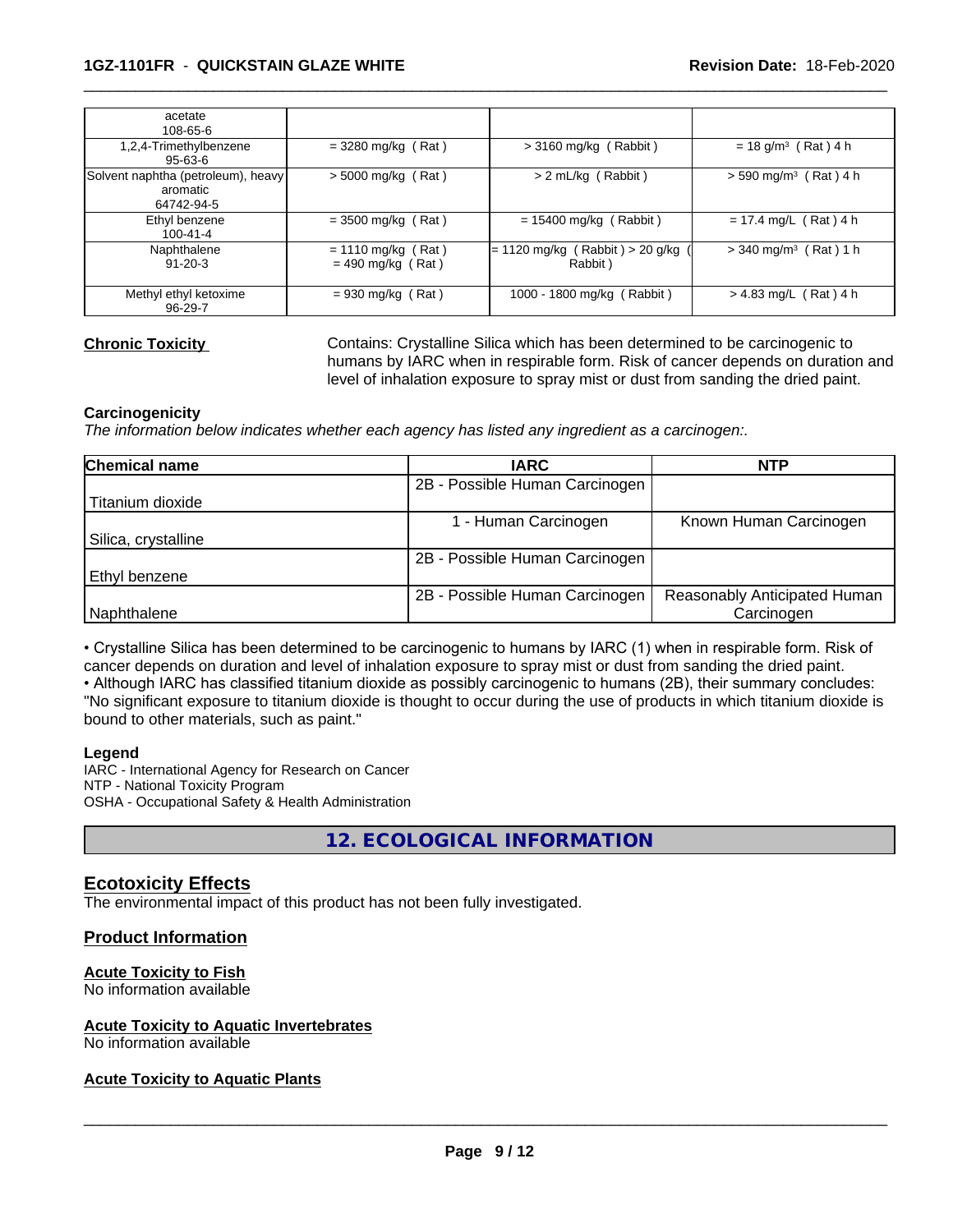| | | | |
|---|---|---|---|
| acetate<br>108-65-6 | | | |
| 1,2,4-Trimethylbenzene<br>95-63-6 | = 3280 mg/kg ( Rat ) | > 3160 mg/kg ( Rabbit ) | = 18 g/m³ ( Rat ) 4 h |
| Solvent naphtha (petroleum), heavy aromatic<br>64742-94-5 | > 5000 mg/kg ( Rat ) | > 2 mL/kg ( Rabbit ) | > 590 mg/m³ ( Rat ) 4 h |
| Ethyl benzene<br>100-41-4 | = 3500 mg/kg ( Rat ) | = 15400 mg/kg ( Rabbit ) | = 17.4 mg/L ( Rat ) 4 h |
| Naphthalene<br>91-20-3 | = 1110 mg/kg ( Rat )<br>= 490 mg/kg ( Rat ) | = 1120 mg/kg ( Rabbit ) > 20 g/kg ( Rabbit ) | > 340 mg/m³ ( Rat ) 1 h |
| Methyl ethyl ketoxime<br>96-29-7 | = 930 mg/kg ( Rat ) | 1000 - 1800 mg/kg ( Rabbit ) | > 4.83 mg/L ( Rat ) 4 h |

**Chronic Toxicity**

Contains: Crystalline Silica which has been determined to be carcinogenic to humans by IARC when in respirable form. Risk of cancer depends on duration and level of inhalation exposure to spray mist or dust from sanding the dried paint.

**Carcinogenicity**

*The information below indicates whether each agency has listed any ingredient as a carcinogen:.*

| Chemical name | IARC | NTP |
|---|---|---|
| Titanium dioxide | 2B - Possible Human Carcinogen | |
| Silica, crystalline | 1 - Human Carcinogen | Known Human Carcinogen |
| Ethyl benzene | 2B - Possible Human Carcinogen | |
| Naphthalene | 2B - Possible Human Carcinogen | Reasonably Anticipated Human Carcinogen |

• Crystalline Silica has been determined to be carcinogenic to humans by IARC (1) when in respirable form. Risk of cancer depends on duration and level of inhalation exposure to spray mist or dust from sanding the dried paint.
• Although IARC has classified titanium dioxide as possibly carcinogenic to humans (2B), their summary concludes: "No significant exposure to titanium dioxide is thought to occur during the use of products in which titanium dioxide is bound to other materials, such as paint."

**Legend**

IARC - International Agency for Research on Cancer
NTP - National Toxicity Program
OSHA - Occupational Safety & Health Administration

## 12. ECOLOGICAL INFORMATION

### Ecotoxicity Effects

The environmental impact of this product has not been fully investigated.

### Product Information

**Acute Toxicity to Fish**

No information available

**Acute Toxicity to Aquatic Invertebrates**

No information available

**Acute Toxicity to Aquatic Plants**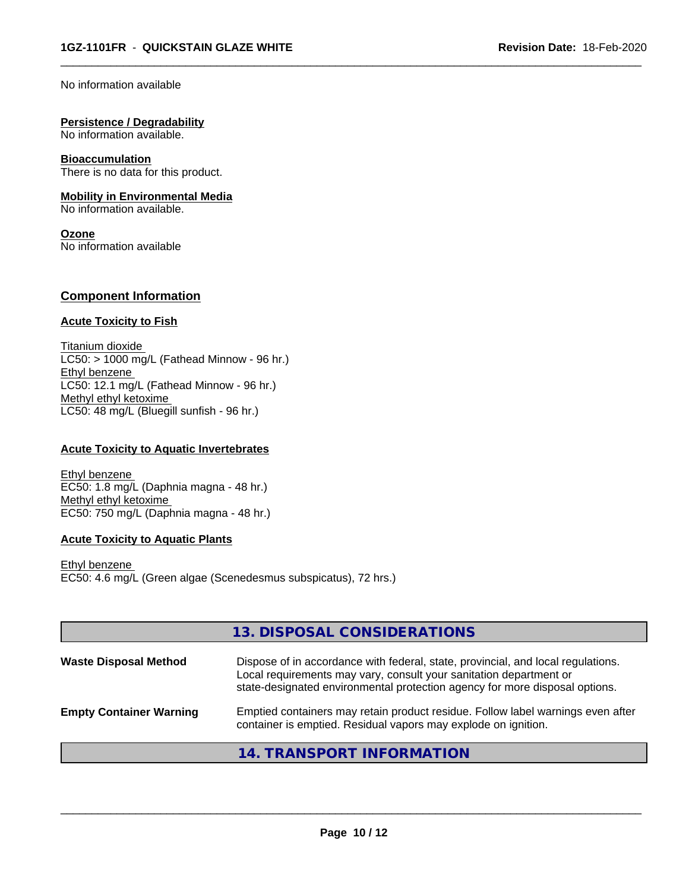No information available

**Persistence / Degradability**
No information available.

**Bioaccumulation**
There is no data for this product.

**Mobility in Environmental Media**
No information available.

**Ozone**
No information available

## Component Information

**Acute Toxicity to Fish**

Titanium dioxide
LC50: > 1000 mg/L (Fathead Minnow - 96 hr.)
Ethyl benzene
LC50: 12.1 mg/L (Fathead Minnow - 96 hr.)
Methyl ethyl ketoxime
LC50: 48 mg/L (Bluegill sunfish - 96 hr.)

**Acute Toxicity to Aquatic Invertebrates**

Ethyl benzene
EC50: 1.8 mg/L (Daphnia magna - 48 hr.)
Methyl ethyl ketoxime
EC50: 750 mg/L (Daphnia magna - 48 hr.)

**Acute Toxicity to Aquatic Plants**

Ethyl benzene
EC50: 4.6 mg/L (Green algae (Scenedesmus subspicatus), 72 hrs.)

## 13. DISPOSAL CONSIDERATIONS

| | |
|---|---|
| **Waste Disposal Method** | Dispose of in accordance with federal, state, provincial, and local regulations. Local requirements may vary, consult your sanitation department or state-designated environmental protection agency for more disposal options. |
| **Empty Container Warning** | Emptied containers may retain product residue. Follow label warnings even after container is emptied. Residual vapors may explode on ignition. |

## 14. TRANSPORT INFORMATION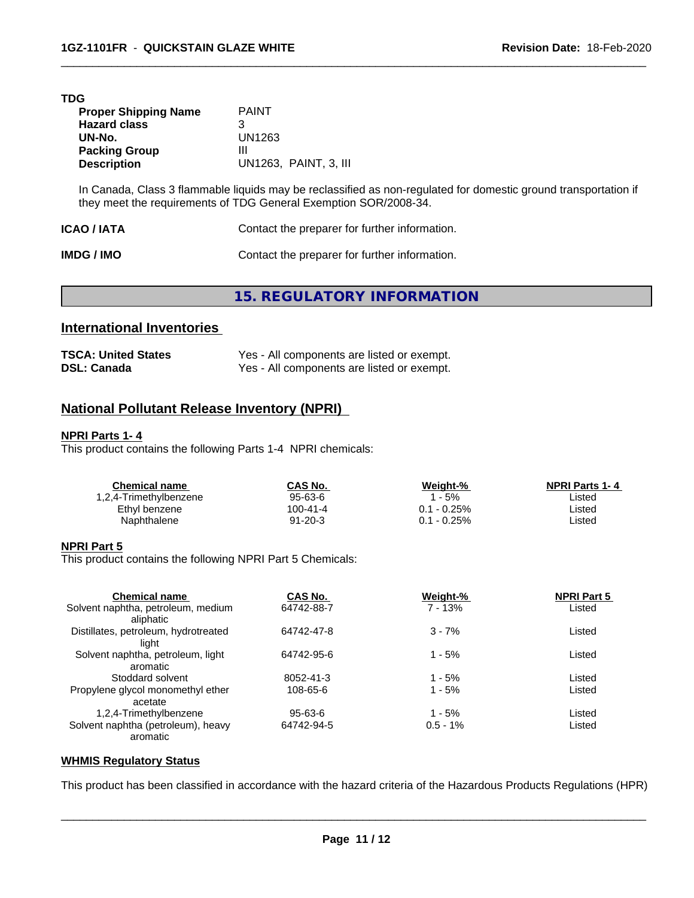**TDG**

| | |
|---|---|
| **Proper Shipping Name** | PAINT |
| **Hazard class** | 3 |
| **UN-No.** | UN1263 |
| **Packing Group** | III |
| **Description** | UN1263, PAINT, 3, III |

In Canada, Class 3 flammable liquids may be reclassified as non-regulated for domestic ground transportation if they meet the requirements of TDG General Exemption SOR/2008-34.

**ICAO / IATA** Contact the preparer for further information.

**IMDG / IMO** Contact the preparer for further information.

# 15. REGULATORY INFORMATION

## International Inventories

| | |
|---|---|
| **TSCA: United States** | Yes - All components are listed or exempt. |
| **DSL: Canada** | Yes - All components are listed or exempt. |

## National Pollutant Release Inventory (NPRI)

### NPRI Parts 1- 4

This product contains the following Parts 1-4 NPRI chemicals:

| Chemical name | CAS No. | Weight-% | NPRI Parts 1- 4 |
|---|---|---|---|
| 1,2,4-Trimethylbenzene | 95-63-6 | 1 - 5% | Listed |
| Ethyl benzene | 100-41-4 | 0.1 - 0.25% | Listed |
| Naphthalene | 91-20-3 | 0.1 - 0.25% | Listed |

### NPRI Part 5

This product contains the following NPRI Part 5 Chemicals:

| Chemical name | CAS No. | Weight-% | NPRI Part 5 |
|---|---|---|---|
| Solvent naphtha, petroleum, medium aliphatic | 64742-88-7 | 7 - 13% | Listed |
| Distillates, petroleum, hydrotreated light | 64742-47-8 | 3 - 7% | Listed |
| Solvent naphtha, petroleum, light aromatic | 64742-95-6 | 1 - 5% | Listed |
| Stoddard solvent | 8052-41-3 | 1 - 5% | Listed |
| Propylene glycol monomethyl ether acetate | 108-65-6 | 1 - 5% | Listed |
| 1,2,4-Trimethylbenzene | 95-63-6 | 1 - 5% | Listed |
| Solvent naphtha (petroleum), heavy aromatic | 64742-94-5 | 0.5 - 1% | Listed |

### WHMIS Regulatory Status

This product has been classified in accordance with the hazard criteria of the Hazardous Products Regulations (HPR)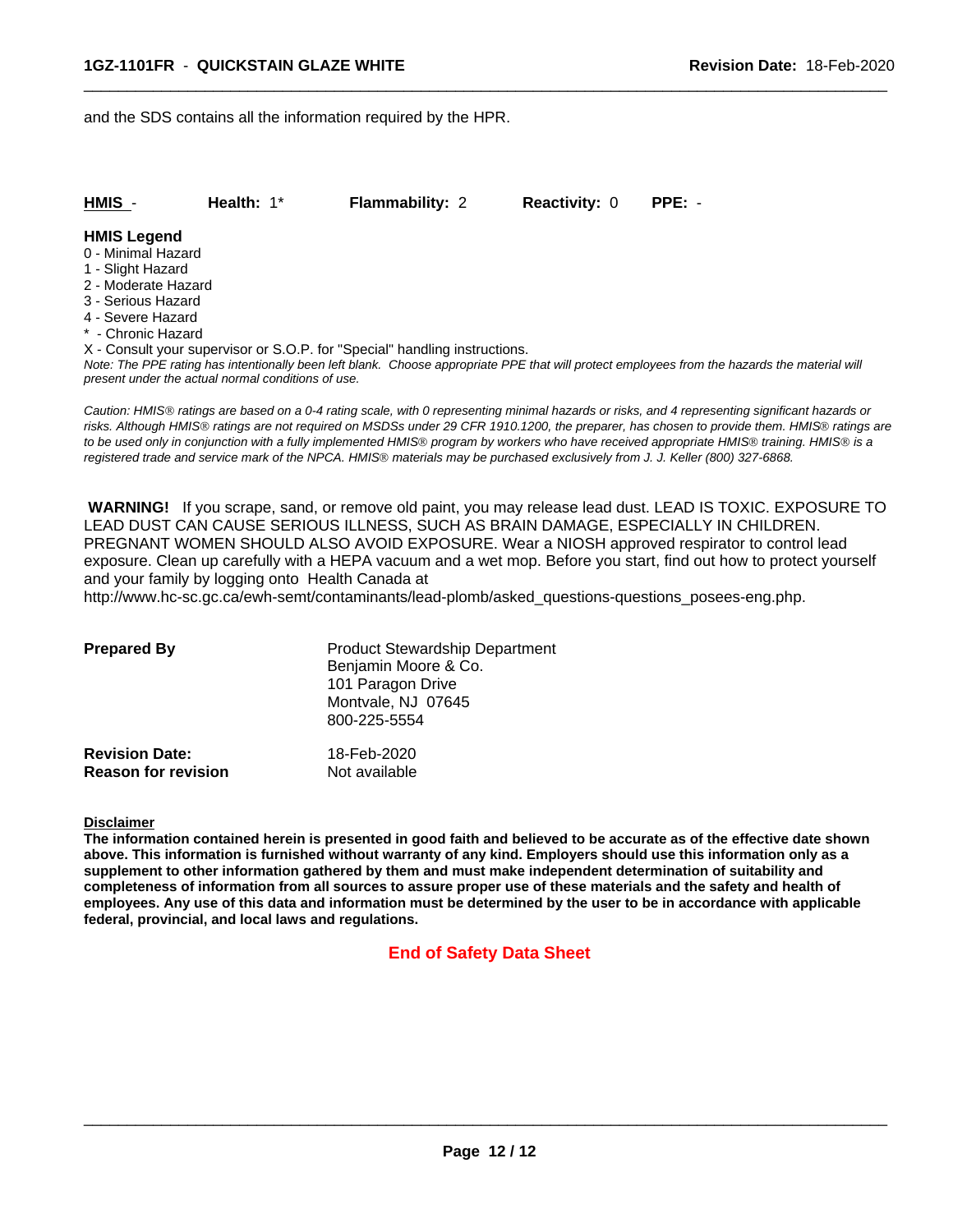and the SDS contains all the information required by the HPR.

**HMIS** - **Health:** 1* **Flammability:** 2 **Reactivity:** 0 **PPE:** -

**HMIS Legend**
0 - Minimal Hazard
1 - Slight Hazard
2 - Moderate Hazard
3 - Serious Hazard
4 - Severe Hazard
* - Chronic Hazard
X - Consult your supervisor or S.O.P. for "Special" handling instructions.

*Note: The PPE rating has intentionally been left blank. Choose appropriate PPE that will protect employees from the hazards the material will present under the actual normal conditions of use.*

*Caution: HMIS® ratings are based on a 0-4 rating scale, with 0 representing minimal hazards or risks, and 4 representing significant hazards or risks. Although HMIS® ratings are not required on MSDSs under 29 CFR 1910.1200, the preparer, has chosen to provide them. HMIS® ratings are to be used only in conjunction with a fully implemented HMIS® program by workers who have received appropriate HMIS® training. HMIS® is a registered trade and service mark of the NPCA. HMIS® materials may be purchased exclusively from J. J. Keller (800) 327-6868.*

**WARNING!** If you scrape, sand, or remove old paint, you may release lead dust. LEAD IS TOXIC. EXPOSURE TO LEAD DUST CAN CAUSE SERIOUS ILLNESS, SUCH AS BRAIN DAMAGE, ESPECIALLY IN CHILDREN. PREGNANT WOMEN SHOULD ALSO AVOID EXPOSURE. Wear a NIOSH approved respirator to control lead exposure. Clean up carefully with a HEPA vacuum and a wet mop. Before you start, find out how to protect yourself and your family by logging onto Health Canada at http://www.hc-sc.gc.ca/ewh-semt/contaminants/lead-plomb/asked_questions-questions_posees-eng.php.

| | |
|---|---|
| **Prepared By** | Product Stewardship Department<br>Benjamin Moore & Co.<br>101 Paragon Drive<br>Montvale, NJ 07645<br>800-225-5554 |
| **Revision Date:** | 18-Feb-2020 |
| **Reason for revision** | Not available |

**Disclaimer**

**The information contained herein is presented in good faith and believed to be accurate as of the effective date shown above. This information is furnished without warranty of any kind. Employers should use this information only as a supplement to other information gathered by them and must make independent determination of suitability and completeness of information from all sources to assure proper use of these materials and the safety and health of employees. Any use of this data and information must be determined by the user to be in accordance with applicable federal, provincial, and local laws and regulations.**

**End of Safety Data Sheet**